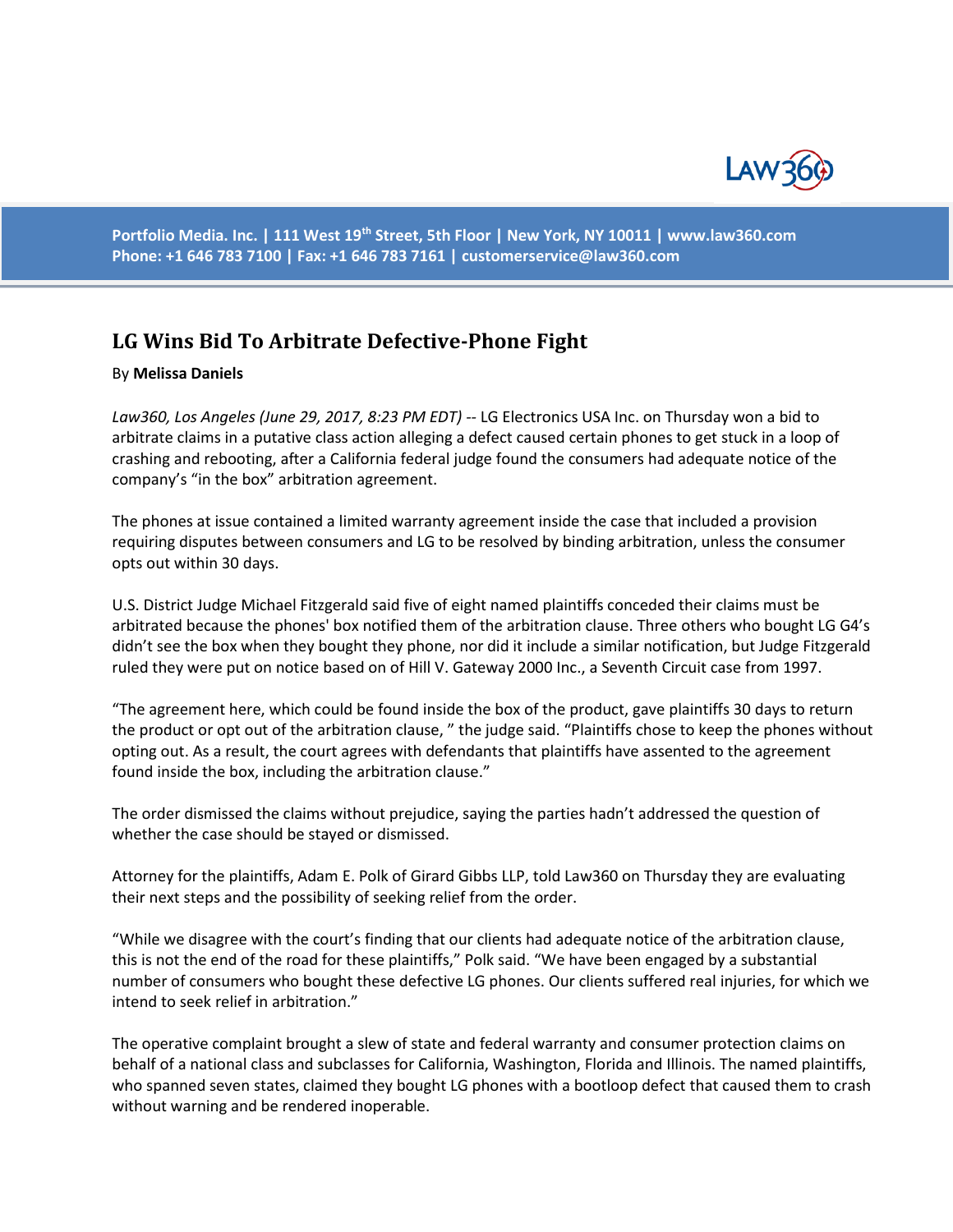# LG Wins Bid To Arbitrate Defective-Phone Fight

By **Melissa Daniels**

*Law360, Los Angeles (June 29, 2017, 8:23 PM EDT)* -- LG Electronics USA Inc. on Thursday won a bid to arbitrate claims in a putative class action alleging a defect caused certain phones to get stuck in a loop of crashing and rebooting, after a California federal judge found the consumers had adequate notice of the company's "in the box" arbitration agreement.

The phones at issue contained a limited warranty agreement inside the case that included a provision requiring disputes between consumers and LG to be resolved by binding arbitration, unless the consumer opts out within 30 days.

U.S. District Judge Michael Fitzgerald said five of eight named plaintiffs conceded their claims must be arbitrated because the phones' box notified them of the arbitration clause. Three others who bought LG G4's didn't see the box when they bought they phone, nor did it include a similar notification, but Judge Fitzgerald ruled they were put on notice based on of Hill V. Gateway 2000 Inc., a Seventh Circuit case from 1997.

"The agreement here, which could be found inside the box of the product, gave plaintiffs 30 days to return the product or opt out of the arbitration clause, " the judge said. "Plaintiffs chose to keep the phones without opting out. As a result, the court agrees with defendants that plaintiffs have assented to the agreement found inside the box, including the arbitration clause."

The order dismissed the claims without prejudice, saying the parties hadn't addressed the question of whether the case should be stayed or dismissed.

Attorney for the plaintiffs, Adam E. Polk of Girard Gibbs LLP, told Law360 on Thursday they are evaluating their next steps and the possibility of seeking relief from the order.

"While we disagree with the court's finding that our clients had adequate notice of the arbitration clause, this is not the end of the road for these plaintiffs," Polk said. "We have been engaged by a substantial number of consumers who bought these defective LG phones. Our clients suffered real injuries, for which we intend to seek relief in arbitration."

The operative complaint brought a slew of state and federal warranty and consumer protection claims on behalf of a national class and subclasses for California, Washington, Florida and Illinois. The named plaintiffs, who spanned seven states, claimed they bought LG phones with a bootloop defect that caused them to crash without warning and be rendered inoperable.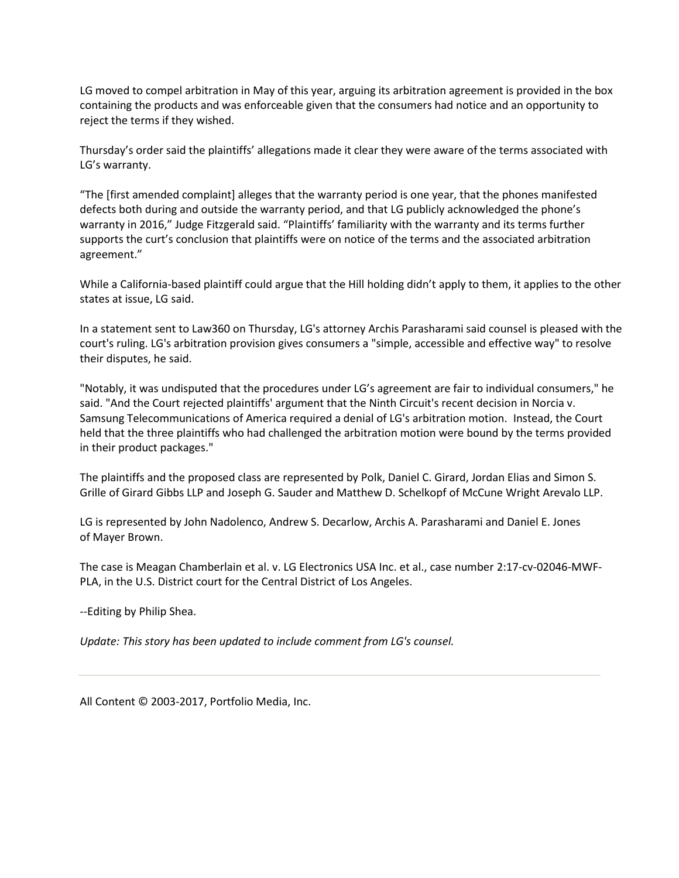LG moved to compel arbitration in May of this year, arguing its arbitration agreement is provided in the box containing the products and was enforceable given that the consumers had notice and an opportunity to reject the terms if they wished.

Thursday's order said the plaintiffs' allegations made it clear they were aware of the terms associated with LG's warranty.

"The [first amended complaint] alleges that the warranty period is one year, that the phones manifested defects both during and outside the warranty period, and that LG publicly acknowledged the phone's warranty in 2016," Judge Fitzgerald said. "Plaintiffs' familiarity with the warranty and its terms further supports the curt's conclusion that plaintiffs were on notice of the terms and the associated arbitration agreement."

While a California-based plaintiff could argue that the Hill holding didn't apply to them, it applies to the other states at issue, LG said.

In a statement sent to Law360 on Thursday, LG's attorney Archis Parasharami said counsel is pleased with the court's ruling. LG's arbitration provision gives consumers a "simple, accessible and effective way" to resolve their disputes, he said.

"Notably, it was undisputed that the procedures under LG's agreement are fair to individual consumers," he said. "And the Court rejected plaintiffs' argument that the Ninth Circuit's recent decision in Norcia v. Samsung Telecommunications of America required a denial of LG's arbitration motion. Instead, the Court held that the three plaintiffs who had challenged the arbitration motion were bound by the terms provided in their product packages."

The plaintiffs and the proposed class are represented by Polk, Daniel C. Girard, Jordan Elias and Simon S. Grille of Girard Gibbs LLP and Joseph G. Sauder and Matthew D. Schelkopf of McCune Wright Arevalo LLP.

LG is represented by John Nadolenco, Andrew S. Decarlow, Archis A. Parasharami and Daniel E. Jones of Mayer Brown.

The case is Meagan Chamberlain et al. v. LG Electronics USA Inc. et al., case number 2:17-cv-02046-MWF-PLA, in the U.S. District court for the Central District of Los Angeles.

--Editing by Philip Shea.

*Update: This story has been updated to include comment from LG's counsel.*

---

All Content © 2003-2017, Portfolio Media, Inc.